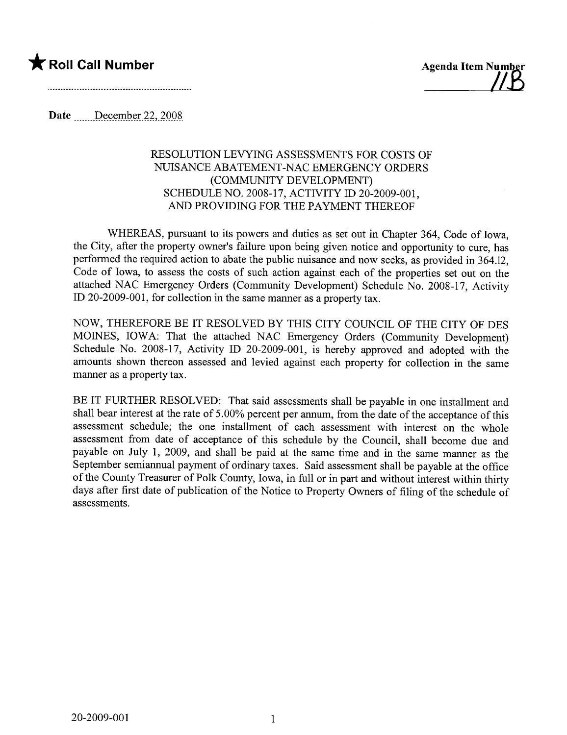★ **Roll Call Number**

..........................................................

**Agenda Item Number**
11B

**Date** December 22, 2008

RESOLUTION LEVYING ASSESSMENTS FOR COSTS OF NUISANCE ABATEMENT-NAC EMERGENCY ORDERS (COMMUNITY DEVELOPMENT) SCHEDULE NO. 2008-17, ACTIVITY ID 20-2009-001, AND PROVIDING FOR THE PAYMENT THEREOF

WHEREAS, pursuant to its powers and duties as set out in Chapter 364, Code of Iowa, the City, after the property owner's failure upon being given notice and opportunity to cure, has performed the required action to abate the public nuisance and now seeks, as provided in 364.12, Code of Iowa, to assess the costs of such action against each of the properties set out on the attached NAC Emergency Orders (Community Development) Schedule No. 2008-17, Activity ID 20-2009-001, for collection in the same manner as a property tax.

NOW, THEREFORE BE IT RESOLVED BY THIS CITY COUNCIL OF THE CITY OF DES MOINES, IOWA: That the attached NAC Emergency Orders (Community Development) Schedule No. 2008-17, Activity ID 20-2009-001, is hereby approved and adopted with the amounts shown thereon assessed and levied against each property for collection in the same manner as a property tax.

BE IT FURTHER RESOLVED: That said assessments shall be payable in one installment and shall bear interest at the rate of 5.00% percent per annum, from the date of the acceptance of this assessment schedule; the one installment of each assessment with interest on the whole assessment from date of acceptance of this schedule by the Council, shall become due and payable on July 1, 2009, and shall be paid at the same time and in the same manner as the September semiannual payment of ordinary taxes. Said assessment shall be payable at the office of the County Treasurer of Polk County, Iowa, in full or in part and without interest within thirty days after first date of publication of the Notice to Property Owners of filing of the schedule of assessments.

20-2009-001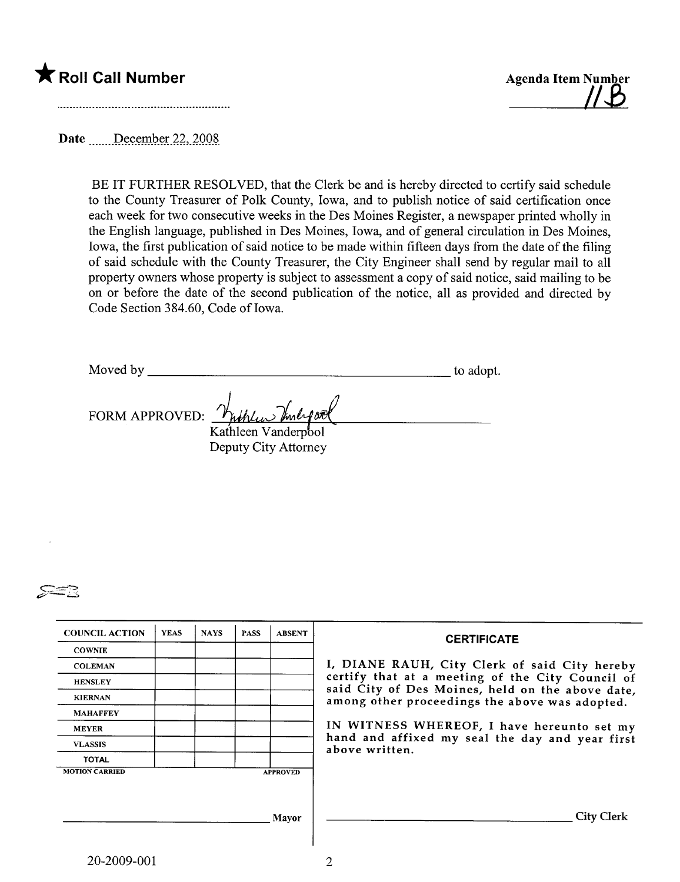★ **Roll Call Number**

..........................................................

**Agenda Item Number**
11B

**Date** December 22, 2008

BE IT FURTHER RESOLVED, that the Clerk be and is hereby directed to certify said schedule to the County Treasurer of Polk County, Iowa, and to publish notice of said certification once each week for two consecutive weeks in the Des Moines Register, a newspaper printed wholly in the English language, published in Des Moines, Iowa, and of general circulation in Des Moines, Iowa, the first publication of said notice to be made within fifteen days from the date of the filing of said schedule with the County Treasurer, the City Engineer shall send by regular mail to all property owners whose property is subject to assessment a copy of said notice, said mailing to be on or before the date of the second publication of the notice, all as provided and directed by Code Section 384.60, Code of Iowa.

Moved by ____________________________________________ to adopt.

FORM APPROVED: Kathleen Vanderpool
Kathleen Vanderpool
Deputy City Attorney

| COUNCIL ACTION | YEAS | NAYS | PASS | ABSENT |
|---|---|---|---|---|
| COWNIE | | | | |
| COLEMAN | | | | |
| HENSLEY | | | | |
| KIERNAN | | | | |
| MAHAFFEY | | | | |
| MEYER | | | | |
| VLASSIS | | | | |
| TOTAL | | | | |

MOTION CARRIED APPROVED

______________________________ Mayor

**CERTIFICATE**

I, DIANE RAUH, City Clerk of said City hereby certify that at a meeting of the City Council of said City of Des Moines, held on the above date, among other proceedings the above was adopted.

IN WITNESS WHEREOF, I have hereunto set my hand and affixed my seal the day and year first above written.

______________________________ City Clerk

20-2009-001